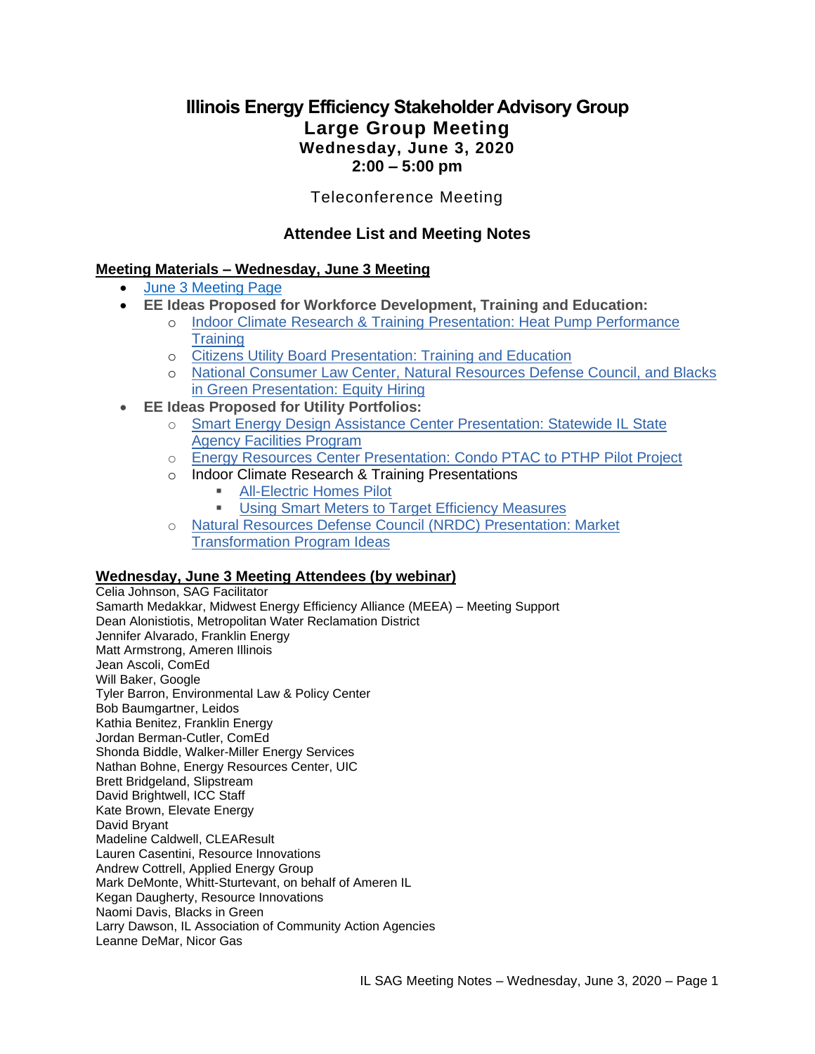# Illinois Energy Efficiency Stakeholder Advisory Group

## Large Group Meeting

### Wednesday, June 3, 2020

### 2:00 – 5:00 pm

Teleconference Meeting

## Attendee List and Meeting Notes

**Meeting Materials – Wednesday, June 3 Meeting**

- June 3 Meeting Page
- **EE Ideas Proposed for Workforce Development, Training and Education:**
  - Indoor Climate Research & Training Presentation: Heat Pump Performance Training
  - Citizens Utility Board Presentation: Training and Education
  - National Consumer Law Center, Natural Resources Defense Council, and Blacks in Green Presentation: Equity Hiring
- **EE Ideas Proposed for Utility Portfolios:**
  - Smart Energy Design Assistance Center Presentation: Statewide IL State Agency Facilities Program
  - Energy Resources Center Presentation: Condo PTAC to PTHP Pilot Project
  - Indoor Climate Research & Training Presentations
    - All-Electric Homes Pilot
    - Using Smart Meters to Target Efficiency Measures
  - Natural Resources Defense Council (NRDC) Presentation: Market Transformation Program Ideas

**Wednesday, June 3 Meeting Attendees (by webinar)**

Celia Johnson, SAG Facilitator
Samarth Medakkar, Midwest Energy Efficiency Alliance (MEEA) – Meeting Support
Dean Alonistiotis, Metropolitan Water Reclamation District
Jennifer Alvarado, Franklin Energy
Matt Armstrong, Ameren Illinois
Jean Ascoli, ComEd
Will Baker, Google
Tyler Barron, Environmental Law & Policy Center
Bob Baumgartner, Leidos
Kathia Benitez, Franklin Energy
Jordan Berman-Cutler, ComEd
Shonda Biddle, Walker-Miller Energy Services
Nathan Bohne, Energy Resources Center, UIC
Brett Bridgeland, Slipstream
David Brightwell, ICC Staff
Kate Brown, Elevate Energy
David Bryant
Madeline Caldwell, CLEAResult
Lauren Casentini, Resource Innovations
Andrew Cottrell, Applied Energy Group
Mark DeMonte, Whitt-Sturtevant, on behalf of Ameren IL
Kegan Daugherty, Resource Innovations
Naomi Davis, Blacks in Green
Larry Dawson, IL Association of Community Action Agencies
Leanne DeMar, Nicor Gas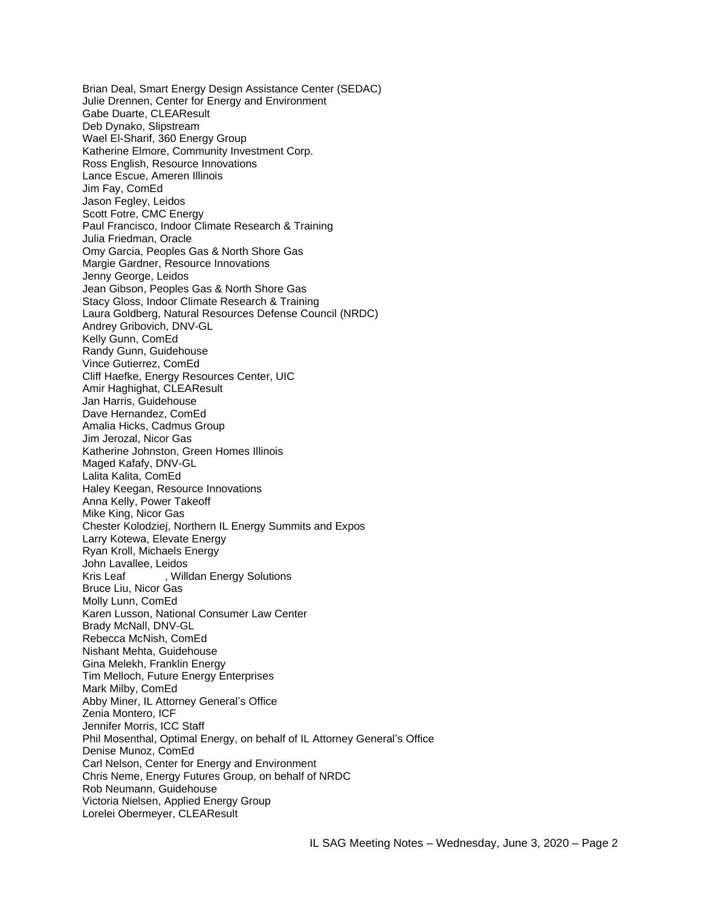Brian Deal, Smart Energy Design Assistance Center (SEDAC)
Julie Drennen, Center for Energy and Environment
Gabe Duarte, CLEAResult
Deb Dynako, Slipstream
Wael El-Sharif, 360 Energy Group
Katherine Elmore, Community Investment Corp.
Ross English, Resource Innovations
Lance Escue, Ameren Illinois
Jim Fay, ComEd
Jason Fegley, Leidos
Scott Fotre, CMC Energy
Paul Francisco, Indoor Climate Research & Training
Julia Friedman, Oracle
Omy Garcia, Peoples Gas & North Shore Gas
Margie Gardner, Resource Innovations
Jenny George, Leidos
Jean Gibson, Peoples Gas & North Shore Gas
Stacy Gloss, Indoor Climate Research & Training
Laura Goldberg, Natural Resources Defense Council (NRDC)
Andrey Gribovich, DNV-GL
Kelly Gunn, ComEd
Randy Gunn, Guidehouse
Vince Gutierrez, ComEd
Cliff Haefke, Energy Resources Center, UIC
Amir Haghighat, CLEAResult
Jan Harris, Guidehouse
Dave Hernandez, ComEd
Amalia Hicks, Cadmus Group
Jim Jerozal, Nicor Gas
Katherine Johnston, Green Homes Illinois
Maged Kafafy, DNV-GL
Lalita Kalita, ComEd
Haley Keegan, Resource Innovations
Anna Kelly, Power Takeoff
Mike King, Nicor Gas
Chester Kolodziej, Northern IL Energy Summits and Expos
Larry Kotewa, Elevate Energy
Ryan Kroll, Michaels Energy
John Lavallee, Leidos
Kris Leaf, Willdan Energy Solutions
Bruce Liu, Nicor Gas
Molly Lunn, ComEd
Karen Lusson, National Consumer Law Center
Brady McNall, DNV-GL
Rebecca McNish, ComEd
Nishant Mehta, Guidehouse
Gina Melekh, Franklin Energy
Tim Melloch, Future Energy Enterprises
Mark Milby, ComEd
Abby Miner, IL Attorney General's Office
Zenia Montero, ICF
Jennifer Morris, ICC Staff
Phil Mosenthal, Optimal Energy, on behalf of IL Attorney General's Office
Denise Munoz, ComEd
Carl Nelson, Center for Energy and Environment
Chris Neme, Energy Futures Group, on behalf of NRDC
Rob Neumann, Guidehouse
Victoria Nielsen, Applied Energy Group
Lorelei Obermeyer, CLEAResult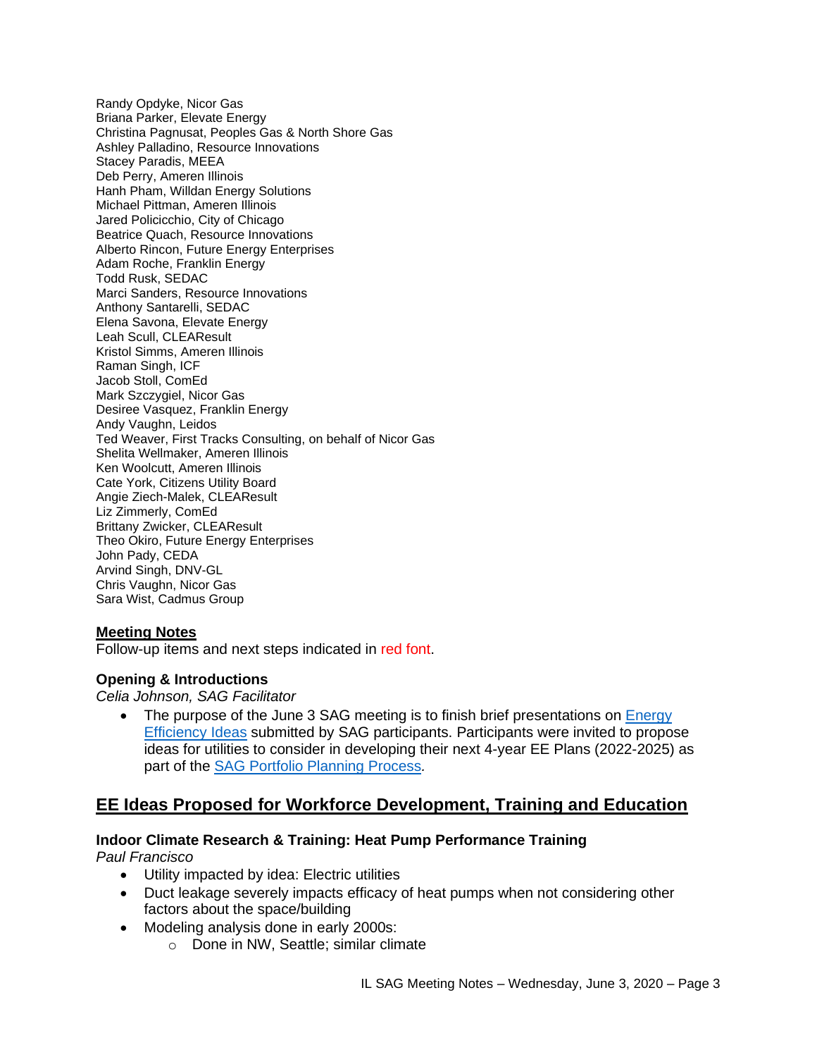Randy Opdyke, Nicor Gas
Briana Parker, Elevate Energy
Christina Pagnusat, Peoples Gas & North Shore Gas
Ashley Palladino, Resource Innovations
Stacey Paradis, MEEA
Deb Perry, Ameren Illinois
Hanh Pham, Willdan Energy Solutions
Michael Pittman, Ameren Illinois
Jared Policicchio, City of Chicago
Beatrice Quach, Resource Innovations
Alberto Rincon, Future Energy Enterprises
Adam Roche, Franklin Energy
Todd Rusk, SEDAC
Marci Sanders, Resource Innovations
Anthony Santarelli, SEDAC
Elena Savona, Elevate Energy
Leah Scull, CLEAResult
Kristol Simms, Ameren Illinois
Raman Singh, ICF
Jacob Stoll, ComEd
Mark Szczygiel, Nicor Gas
Desiree Vasquez, Franklin Energy
Andy Vaughn, Leidos
Ted Weaver, First Tracks Consulting, on behalf of Nicor Gas
Shelita Wellmaker, Ameren Illinois
Ken Woolcutt, Ameren Illinois
Cate York, Citizens Utility Board
Angie Ziech-Malek, CLEAResult
Liz Zimmerly, ComEd
Brittany Zwicker, CLEAResult
Theo Okiro, Future Energy Enterprises
John Pady, CEDA
Arvind Singh, DNV-GL
Chris Vaughn, Nicor Gas
Sara Wist, Cadmus Group

**Meeting Notes**

Follow-up items and next steps indicated in red font.

### Opening & Introductions

*Celia Johnson, SAG Facilitator*

- The purpose of the June 3 SAG meeting is to finish brief presentations on Energy Efficiency Ideas submitted by SAG participants. Participants were invited to propose ideas for utilities to consider in developing their next 4-year EE Plans (2022-2025) as part of the SAG Portfolio Planning Process.

## EE Ideas Proposed for Workforce Development, Training and Education

### Indoor Climate Research & Training: Heat Pump Performance Training

*Paul Francisco*

- Utility impacted by idea: Electric utilities
- Duct leakage severely impacts efficacy of heat pumps when not considering other factors about the space/building
- Modeling analysis done in early 2000s:
  - Done in NW, Seattle; similar climate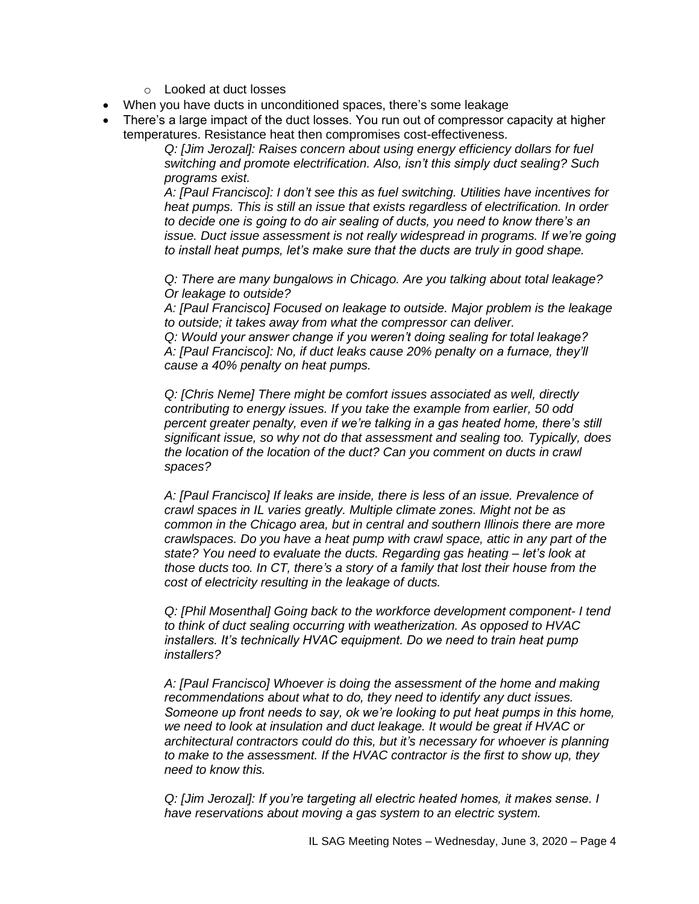- Looked at duct losses
- When you have ducts in unconditioned spaces, there's some leakage
- There's a large impact of the duct losses. You run out of compressor capacity at higher temperatures. Resistance heat then compromises cost-effectiveness.

  *Q: [Jim Jerozal]: Raises concern about using energy efficiency dollars for fuel switching and promote electrification. Also, isn't this simply duct sealing? Such programs exist.*

  *A: [Paul Francisco]: I don't see this as fuel switching. Utilities have incentives for heat pumps. This is still an issue that exists regardless of electrification. In order to decide one is going to do air sealing of ducts, you need to know there's an issue. Duct issue assessment is not really widespread in programs. If we're going to install heat pumps, let's make sure that the ducts are truly in good shape.*

  *Q: There are many bungalows in Chicago. Are you talking about total leakage? Or leakage to outside?*

  *A: [Paul Francisco] Focused on leakage to outside. Major problem is the leakage to outside; it takes away from what the compressor can deliver.*

  *Q: Would your answer change if you weren't doing sealing for total leakage?*

  *A: [Paul Francisco]: No, if duct leaks cause 20% penalty on a furnace, they'll cause a 40% penalty on heat pumps.*

  *Q: [Chris Neme] There might be comfort issues associated as well, directly contributing to energy issues. If you take the example from earlier, 50 odd percent greater penalty, even if we're talking in a gas heated home, there's still significant issue, so why not do that assessment and sealing too. Typically, does the location of the location of the duct? Can you comment on ducts in crawl spaces?*

  *A: [Paul Francisco] If leaks are inside, there is less of an issue. Prevalence of crawl spaces in IL varies greatly. Multiple climate zones. Might not be as common in the Chicago area, but in central and southern Illinois there are more crawlspaces. Do you have a heat pump with crawl space, attic in any part of the state? You need to evaluate the ducts. Regarding gas heating – let's look at those ducts too. In CT, there's a story of a family that lost their house from the cost of electricity resulting in the leakage of ducts.*

  *Q: [Phil Mosenthal] Going back to the workforce development component- I tend to think of duct sealing occurring with weatherization. As opposed to HVAC installers. It's technically HVAC equipment. Do we need to train heat pump installers?*

  *A: [Paul Francisco] Whoever is doing the assessment of the home and making recommendations about what to do, they need to identify any duct issues. Someone up front needs to say, ok we're looking to put heat pumps in this home, we need to look at insulation and duct leakage. It would be great if HVAC or architectural contractors could do this, but it's necessary for whoever is planning to make to the assessment. If the HVAC contractor is the first to show up, they need to know this.*

  *Q: [Jim Jerozal]: If you're targeting all electric heated homes, it makes sense. I have reservations about moving a gas system to an electric system.*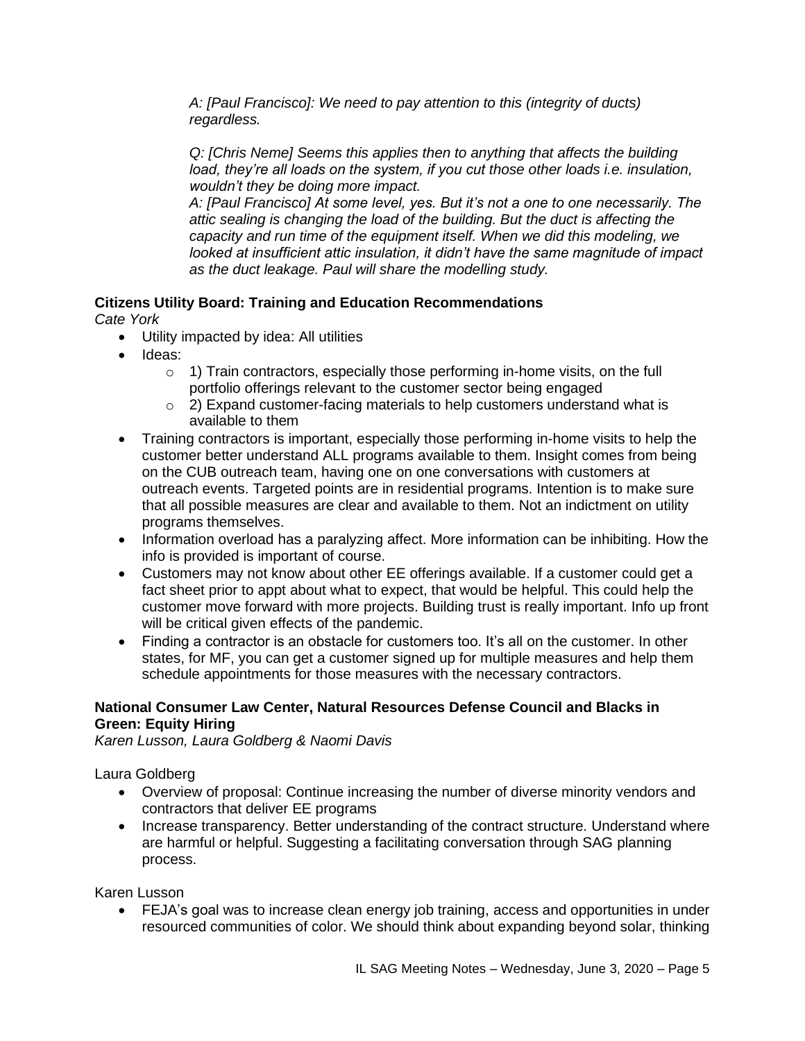*A: [Paul Francisco]: We need to pay attention to this (integrity of ducts) regardless.*

*Q: [Chris Neme] Seems this applies then to anything that affects the building load, they're all loads on the system, if you cut those other loads i.e. insulation, wouldn't they be doing more impact.*
*A: [Paul Francisco] At some level, yes. But it's not a one to one necessarily. The attic sealing is changing the load of the building. But the duct is affecting the capacity and run time of the equipment itself. When we did this modeling, we looked at insufficient attic insulation, it didn't have the same magnitude of impact as the duct leakage. Paul will share the modelling study.*

**Citizens Utility Board: Training and Education Recommendations**
*Cate York*

- Utility impacted by idea: All utilities
- Ideas:
    - 1) Train contractors, especially those performing in-home visits, on the full portfolio offerings relevant to the customer sector being engaged
    - 2) Expand customer-facing materials to help customers understand what is available to them
- Training contractors is important, especially those performing in-home visits to help the customer better understand ALL programs available to them. Insight comes from being on the CUB outreach team, having one on one conversations with customers at outreach events. Targeted points are in residential programs. Intention is to make sure that all possible measures are clear and available to them. Not an indictment on utility programs themselves.
- Information overload has a paralyzing affect. More information can be inhibiting. How the info is provided is important of course.
- Customers may not know about other EE offerings available. If a customer could get a fact sheet prior to appt about what to expect, that would be helpful. This could help the customer move forward with more projects. Building trust is really important. Info up front will be critical given effects of the pandemic.
- Finding a contractor is an obstacle for customers too. It's all on the customer. In other states, for MF, you can get a customer signed up for multiple measures and help them schedule appointments for those measures with the necessary contractors.

**National Consumer Law Center, Natural Resources Defense Council and Blacks in Green: Equity Hiring**
*Karen Lusson, Laura Goldberg & Naomi Davis*

Laura Goldberg

- Overview of proposal: Continue increasing the number of diverse minority vendors and contractors that deliver EE programs
- Increase transparency. Better understanding of the contract structure. Understand where are harmful or helpful. Suggesting a facilitating conversation through SAG planning process.

Karen Lusson

- FEJA's goal was to increase clean energy job training, access and opportunities in under resourced communities of color. We should think about expanding beyond solar, thinking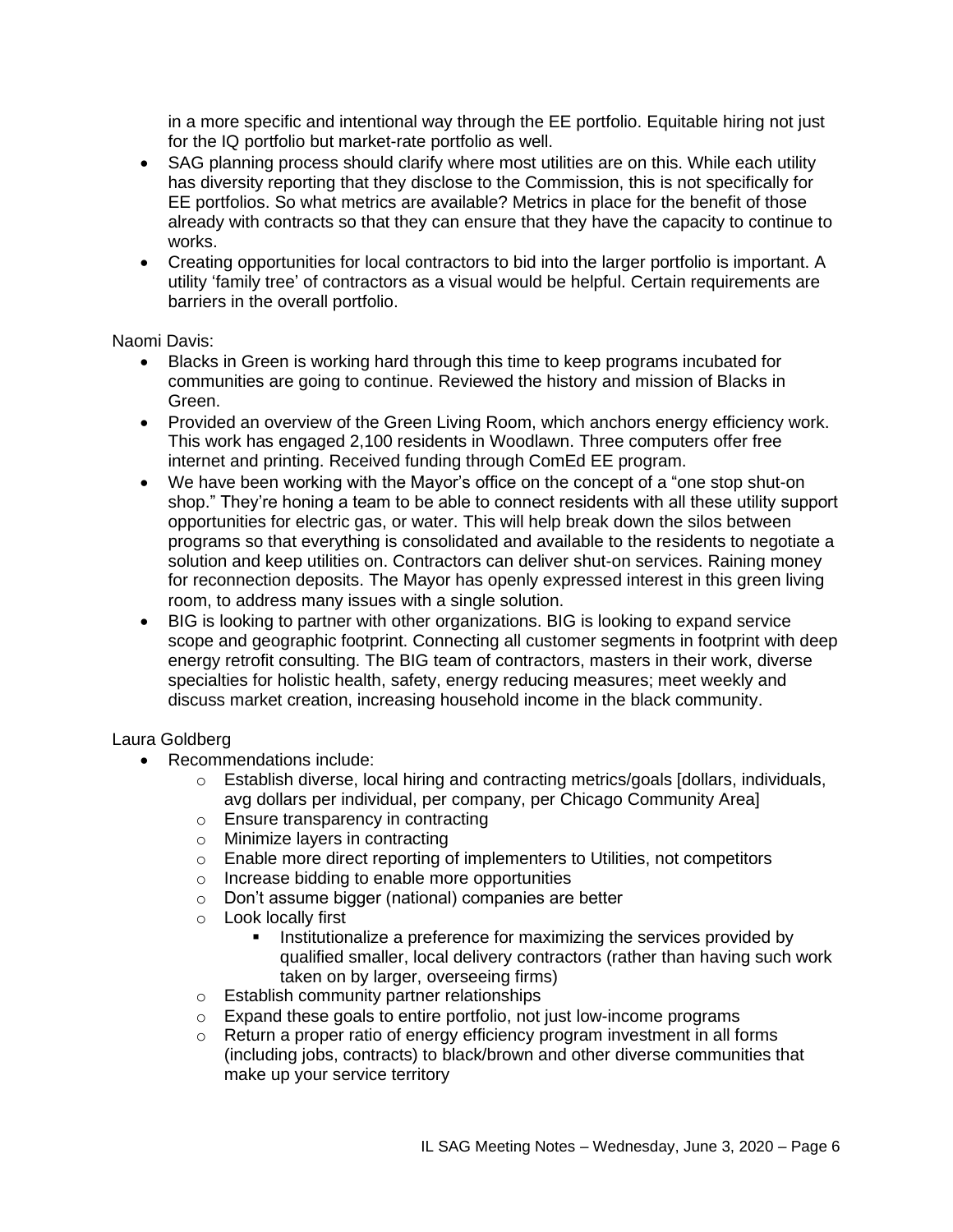in a more specific and intentional way through the EE portfolio. Equitable hiring not just for the IQ portfolio but market-rate portfolio as well.

- SAG planning process should clarify where most utilities are on this. While each utility has diversity reporting that they disclose to the Commission, this is not specifically for EE portfolios. So what metrics are available? Metrics in place for the benefit of those already with contracts so that they can ensure that they have the capacity to continue to works.
- Creating opportunities for local contractors to bid into the larger portfolio is important. A utility 'family tree' of contractors as a visual would be helpful. Certain requirements are barriers in the overall portfolio.

Naomi Davis:

- Blacks in Green is working hard through this time to keep programs incubated for communities are going to continue. Reviewed the history and mission of Blacks in Green.
- Provided an overview of the Green Living Room, which anchors energy efficiency work. This work has engaged 2,100 residents in Woodlawn. Three computers offer free internet and printing. Received funding through ComEd EE program.
- We have been working with the Mayor's office on the concept of a "one stop shut-on shop." They're honing a team to be able to connect residents with all these utility support opportunities for electric gas, or water. This will help break down the silos between programs so that everything is consolidated and available to the residents to negotiate a solution and keep utilities on. Contractors can deliver shut-on services. Raining money for reconnection deposits. The Mayor has openly expressed interest in this green living room, to address many issues with a single solution.
- BIG is looking to partner with other organizations. BIG is looking to expand service scope and geographic footprint. Connecting all customer segments in footprint with deep energy retrofit consulting. The BIG team of contractors, masters in their work, diverse specialties for holistic health, safety, energy reducing measures; meet weekly and discuss market creation, increasing household income in the black community.

Laura Goldberg

- Recommendations include:
  - Establish diverse, local hiring and contracting metrics/goals [dollars, individuals, avg dollars per individual, per company, per Chicago Community Area]
  - Ensure transparency in contracting
  - Minimize layers in contracting
  - Enable more direct reporting of implementers to Utilities, not competitors
  - Increase bidding to enable more opportunities
  - Don't assume bigger (national) companies are better
  - Look locally first
    - Institutionalize a preference for maximizing the services provided by qualified smaller, local delivery contractors (rather than having such work taken on by larger, overseeing firms)
  - Establish community partner relationships
  - Expand these goals to entire portfolio, not just low-income programs
  - Return a proper ratio of energy efficiency program investment in all forms (including jobs, contracts) to black/brown and other diverse communities that make up your service territory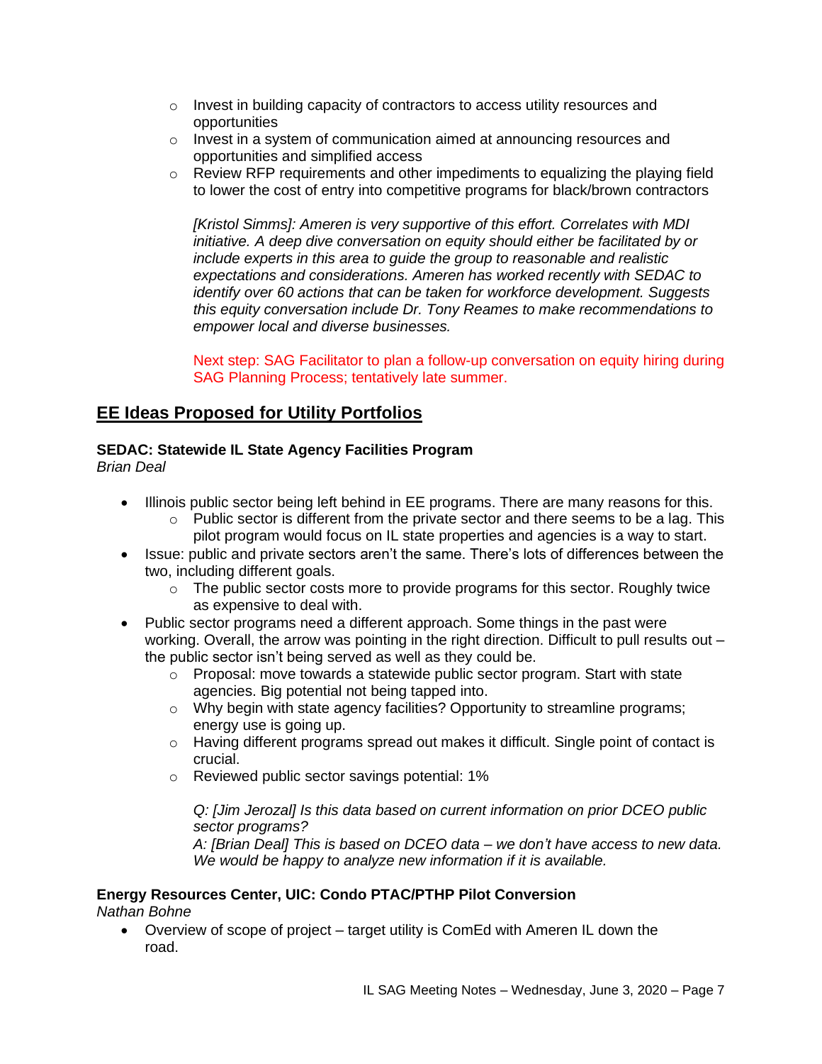- Invest in building capacity of contractors to access utility resources and opportunities
- Invest in a system of communication aimed at announcing resources and opportunities and simplified access
- Review RFP requirements and other impediments to equalizing the playing field to lower the cost of entry into competitive programs for black/brown contractors

  *[Kristol Simms]: Ameren is very supportive of this effort. Correlates with MDI initiative. A deep dive conversation on equity should either be facilitated by or include experts in this area to guide the group to reasonable and realistic expectations and considerations. Ameren has worked recently with SEDAC to identify over 60 actions that can be taken for workforce development. Suggests this equity conversation include Dr. Tony Reames to make recommendations to empower local and diverse businesses.*

  Next step: SAG Facilitator to plan a follow-up conversation on equity hiring during SAG Planning Process; tentatively late summer.

## EE Ideas Proposed for Utility Portfolios

**SEDAC: Statewide IL State Agency Facilities Program**
*Brian Deal*

- Illinois public sector being left behind in EE programs. There are many reasons for this.
  - Public sector is different from the private sector and there seems to be a lag. This pilot program would focus on IL state properties and agencies is a way to start.
- Issue: public and private sectors aren't the same. There's lots of differences between the two, including different goals.
  - The public sector costs more to provide programs for this sector. Roughly twice as expensive to deal with.
- Public sector programs need a different approach. Some things in the past were working. Overall, the arrow was pointing in the right direction. Difficult to pull results out – the public sector isn't being served as well as they could be.
  - Proposal: move towards a statewide public sector program. Start with state agencies. Big potential not being tapped into.
  - Why begin with state agency facilities? Opportunity to streamline programs; energy use is going up.
  - Having different programs spread out makes it difficult. Single point of contact is crucial.
  - Reviewed public sector savings potential: 1%

    *Q: [Jim Jerozal] Is this data based on current information on prior DCEO public sector programs?*
    *A: [Brian Deal] This is based on DCEO data – we don't have access to new data. We would be happy to analyze new information if it is available.*

**Energy Resources Center, UIC: Condo PTAC/PTHP Pilot Conversion**
*Nathan Bohne*

- Overview of scope of project – target utility is ComEd with Ameren IL down the road.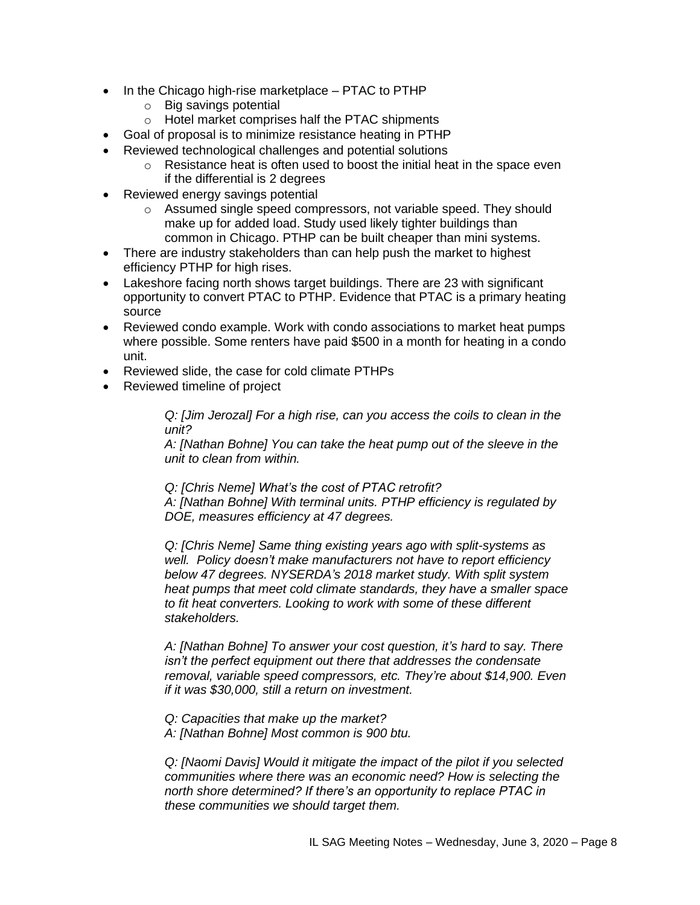- In the Chicago high-rise marketplace – PTAC to PTHP
  - Big savings potential
  - Hotel market comprises half the PTAC shipments
- Goal of proposal is to minimize resistance heating in PTHP
- Reviewed technological challenges and potential solutions
  - Resistance heat is often used to boost the initial heat in the space even if the differential is 2 degrees
- Reviewed energy savings potential
  - Assumed single speed compressors, not variable speed. They should make up for added load. Study used likely tighter buildings than common in Chicago. PTHP can be built cheaper than mini systems.
- There are industry stakeholders than can help push the market to highest efficiency PTHP for high rises.
- Lakeshore facing north shows target buildings. There are 23 with significant opportunity to convert PTAC to PTHP. Evidence that PTAC is a primary heating source
- Reviewed condo example. Work with condo associations to market heat pumps where possible. Some renters have paid $500 in a month for heating in a condo unit.
- Reviewed slide, the case for cold climate PTHPs
- Reviewed timeline of project

> *Q: [Jim Jerozal] For a high rise, can you access the coils to clean in the unit?*
> *A: [Nathan Bohne] You can take the heat pump out of the sleeve in the unit to clean from within.*
>
> *Q: [Chris Neme] What's the cost of PTAC retrofit?*
> *A: [Nathan Bohne] With terminal units. PTHP efficiency is regulated by DOE, measures efficiency at 47 degrees.*
>
> *Q: [Chris Neme] Same thing existing years ago with split-systems as well. Policy doesn't make manufacturers not have to report efficiency below 47 degrees. NYSERDA's 2018 market study. With split system heat pumps that meet cold climate standards, they have a smaller space to fit heat converters. Looking to work with some of these different stakeholders.*
>
> *A: [Nathan Bohne] To answer your cost question, it's hard to say. There isn't the perfect equipment out there that addresses the condensate removal, variable speed compressors, etc. They're about $14,900. Even if it was $30,000, still a return on investment.*
>
> *Q: Capacities that make up the market?*
> *A: [Nathan Bohne] Most common is 900 btu.*
>
> *Q: [Naomi Davis] Would it mitigate the impact of the pilot if you selected communities where there was an economic need? How is selecting the north shore determined? If there's an opportunity to replace PTAC in these communities we should target them.*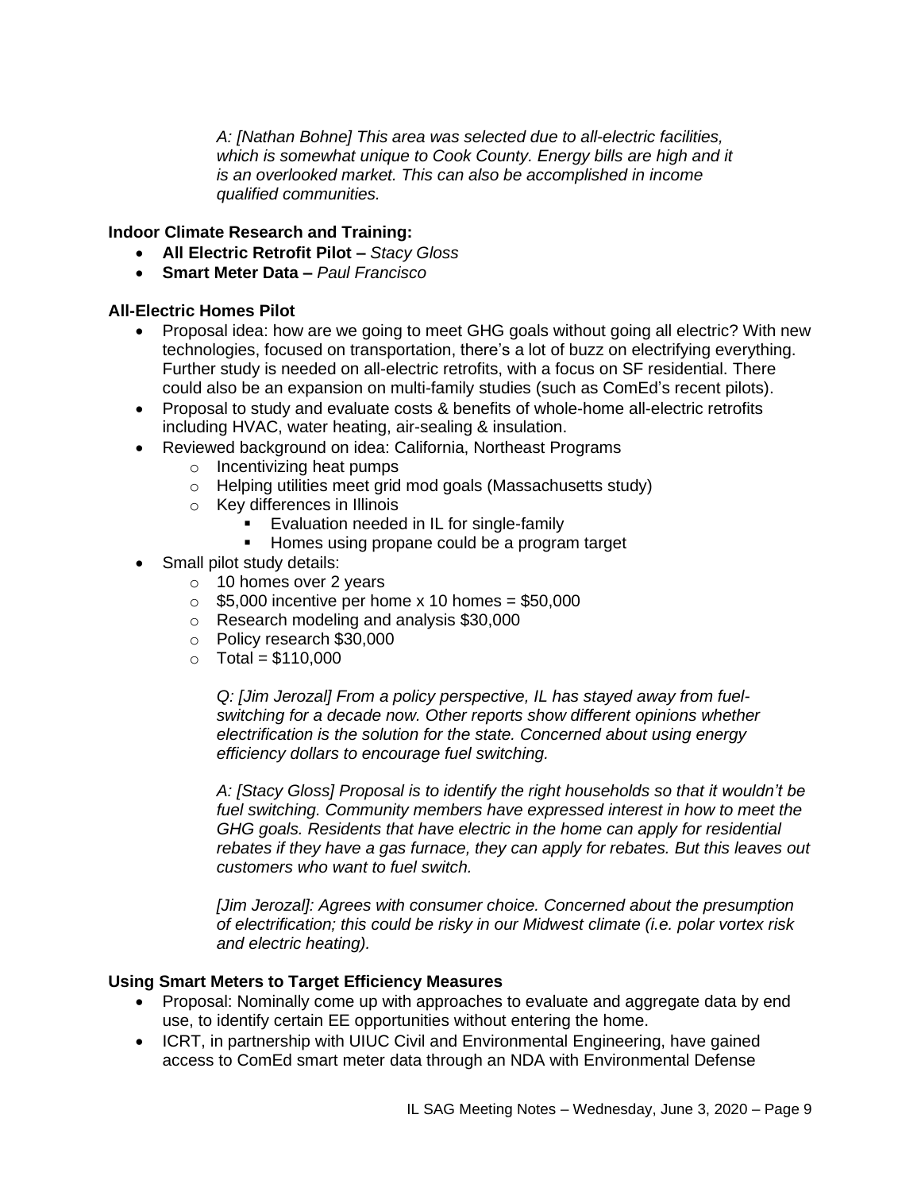*A: [Nathan Bohne] This area was selected due to all-electric facilities, which is somewhat unique to Cook County. Energy bills are high and it is an overlooked market. This can also be accomplished in income qualified communities.*

**Indoor Climate Research and Training:**

- **All Electric Retrofit Pilot –** *Stacy Gloss*
- **Smart Meter Data –** *Paul Francisco*

**All-Electric Homes Pilot**

- Proposal idea: how are we going to meet GHG goals without going all electric? With new technologies, focused on transportation, there's a lot of buzz on electrifying everything. Further study is needed on all-electric retrofits, with a focus on SF residential. There could also be an expansion on multi-family studies (such as ComEd's recent pilots).
- Proposal to study and evaluate costs & benefits of whole-home all-electric retrofits including HVAC, water heating, air-sealing & insulation.
- Reviewed background on idea: California, Northeast Programs
  - Incentivizing heat pumps
  - Helping utilities meet grid mod goals (Massachusetts study)
  - Key differences in Illinois
    - Evaluation needed in IL for single-family
    - Homes using propane could be a program target
- Small pilot study details:
  - 10 homes over 2 years
  - $5,000 incentive per home x 10 homes = $50,000
  - Research modeling and analysis $30,000
  - Policy research $30,000
  - Total = $110,000

  *Q: [Jim Jerozal] From a policy perspective, IL has stayed away from fuel-switching for a decade now. Other reports show different opinions whether electrification is the solution for the state. Concerned about using energy efficiency dollars to encourage fuel switching.*

  *A: [Stacy Gloss] Proposal is to identify the right households so that it wouldn't be fuel switching. Community members have expressed interest in how to meet the GHG goals. Residents that have electric in the home can apply for residential rebates if they have a gas furnace, they can apply for rebates. But this leaves out customers who want to fuel switch.*

  *[Jim Jerozal]: Agrees with consumer choice. Concerned about the presumption of electrification; this could be risky in our Midwest climate (i.e. polar vortex risk and electric heating).*

**Using Smart Meters to Target Efficiency Measures**

- Proposal: Nominally come up with approaches to evaluate and aggregate data by end use, to identify certain EE opportunities without entering the home.
- ICRT, in partnership with UIUC Civil and Environmental Engineering, have gained access to ComEd smart meter data through an NDA with Environmental Defense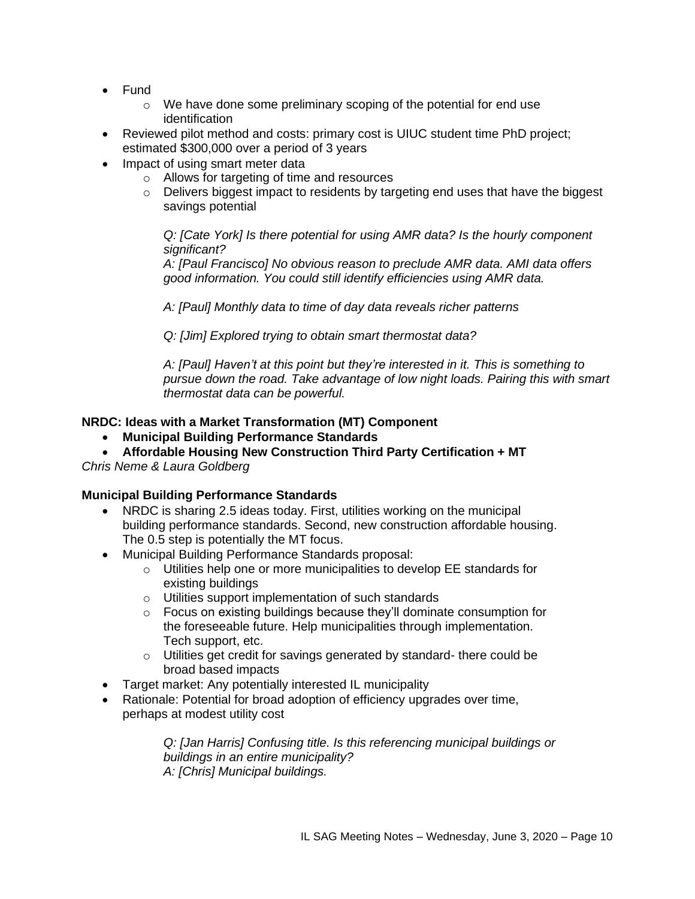- Fund
  - We have done some preliminary scoping of the potential for end use identification
- Reviewed pilot method and costs: primary cost is UIUC student time PhD project; estimated $300,000 over a period of 3 years
- Impact of using smart meter data
  - Allows for targeting of time and resources
  - Delivers biggest impact to residents by targeting end uses that have the biggest savings potential

    *Q: [Cate York] Is there potential for using AMR data? Is the hourly component significant?*
    *A: [Paul Francisco] No obvious reason to preclude AMR data. AMI data offers good information. You could still identify efficiencies using AMR data.*

    *A: [Paul] Monthly data to time of day data reveals richer patterns*

    *Q: [Jim] Explored trying to obtain smart thermostat data?*

    *A: [Paul] Haven't at this point but they're interested in it. This is something to pursue down the road. Take advantage of low night loads. Pairing this with smart thermostat data can be powerful.*

**NRDC: Ideas with a Market Transformation (MT) Component**

- **Municipal Building Performance Standards**
- **Affordable Housing New Construction Third Party Certification + MT**

*Chris Neme & Laura Goldberg*

**Municipal Building Performance Standards**

- NRDC is sharing 2.5 ideas today. First, utilities working on the municipal building performance standards. Second, new construction affordable housing. The 0.5 step is potentially the MT focus.
- Municipal Building Performance Standards proposal:
  - Utilities help one or more municipalities to develop EE standards for existing buildings
  - Utilities support implementation of such standards
  - Focus on existing buildings because they'll dominate consumption for the foreseeable future. Help municipalities through implementation. Tech support, etc.
  - Utilities get credit for savings generated by standard- there could be broad based impacts
- Target market: Any potentially interested IL municipality
- Rationale: Potential for broad adoption of efficiency upgrades over time, perhaps at modest utility cost

    *Q: [Jan Harris] Confusing title. Is this referencing municipal buildings or buildings in an entire municipality?*
    *A: [Chris] Municipal buildings.*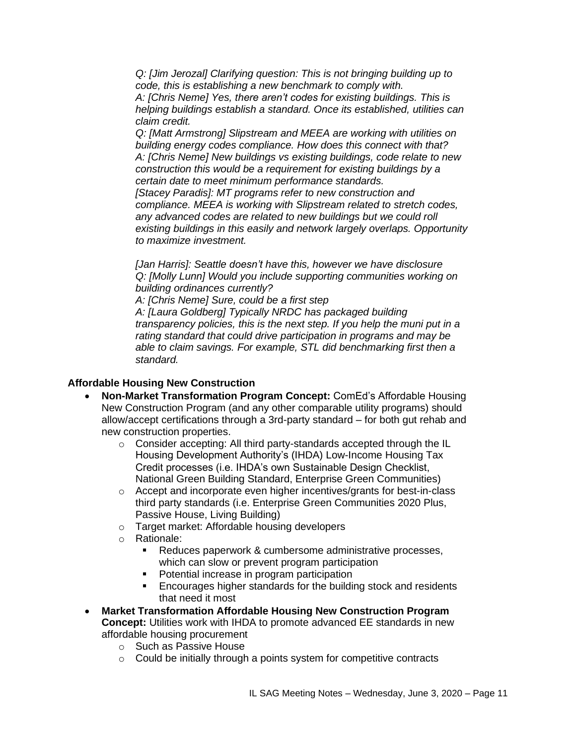*Q: [Jim Jerozal] Clarifying question: This is not bringing building up to code, this is establishing a new benchmark to comply with.*
*A: [Chris Neme] Yes, there aren't codes for existing buildings. This is helping buildings establish a standard. Once its established, utilities can claim credit.*
*Q: [Matt Armstrong] Slipstream and MEEA are working with utilities on building energy codes compliance. How does this connect with that?*
*A: [Chris Neme] New buildings vs existing buildings, code relate to new construction this would be a requirement for existing buildings by a certain date to meet minimum performance standards.*
*[Stacey Paradis]: MT programs refer to new construction and compliance. MEEA is working with Slipstream related to stretch codes, any advanced codes are related to new buildings but we could roll existing buildings in this easily and network largely overlaps. Opportunity to maximize investment.*

*[Jan Harris]: Seattle doesn't have this, however we have disclosure*
*Q: [Molly Lunn] Would you include supporting communities working on building ordinances currently?*
*A: [Chris Neme] Sure, could be a first step*
*A: [Laura Goldberg] Typically NRDC has packaged building transparency policies, this is the next step. If you help the muni put in a rating standard that could drive participation in programs and may be able to claim savings. For example, STL did benchmarking first then a standard.*

**Affordable Housing New Construction**

- **Non-Market Transformation Program Concept:** ComEd's Affordable Housing New Construction Program (and any other comparable utility programs) should allow/accept certifications through a 3rd-party standard – for both gut rehab and new construction properties.
  - Consider accepting: All third party-standards accepted through the IL Housing Development Authority's (IHDA) Low-Income Housing Tax Credit processes (i.e. IHDA's own Sustainable Design Checklist, National Green Building Standard, Enterprise Green Communities)
  - Accept and incorporate even higher incentives/grants for best-in-class third party standards (i.e. Enterprise Green Communities 2020 Plus, Passive House, Living Building)
  - Target market: Affordable housing developers
  - Rationale:
    - Reduces paperwork & cumbersome administrative processes, which can slow or prevent program participation
    - Potential increase in program participation
    - Encourages higher standards for the building stock and residents that need it most
- **Market Transformation Affordable Housing New Construction Program Concept:** Utilities work with IHDA to promote advanced EE standards in new affordable housing procurement
  - Such as Passive House
  - Could be initially through a points system for competitive contracts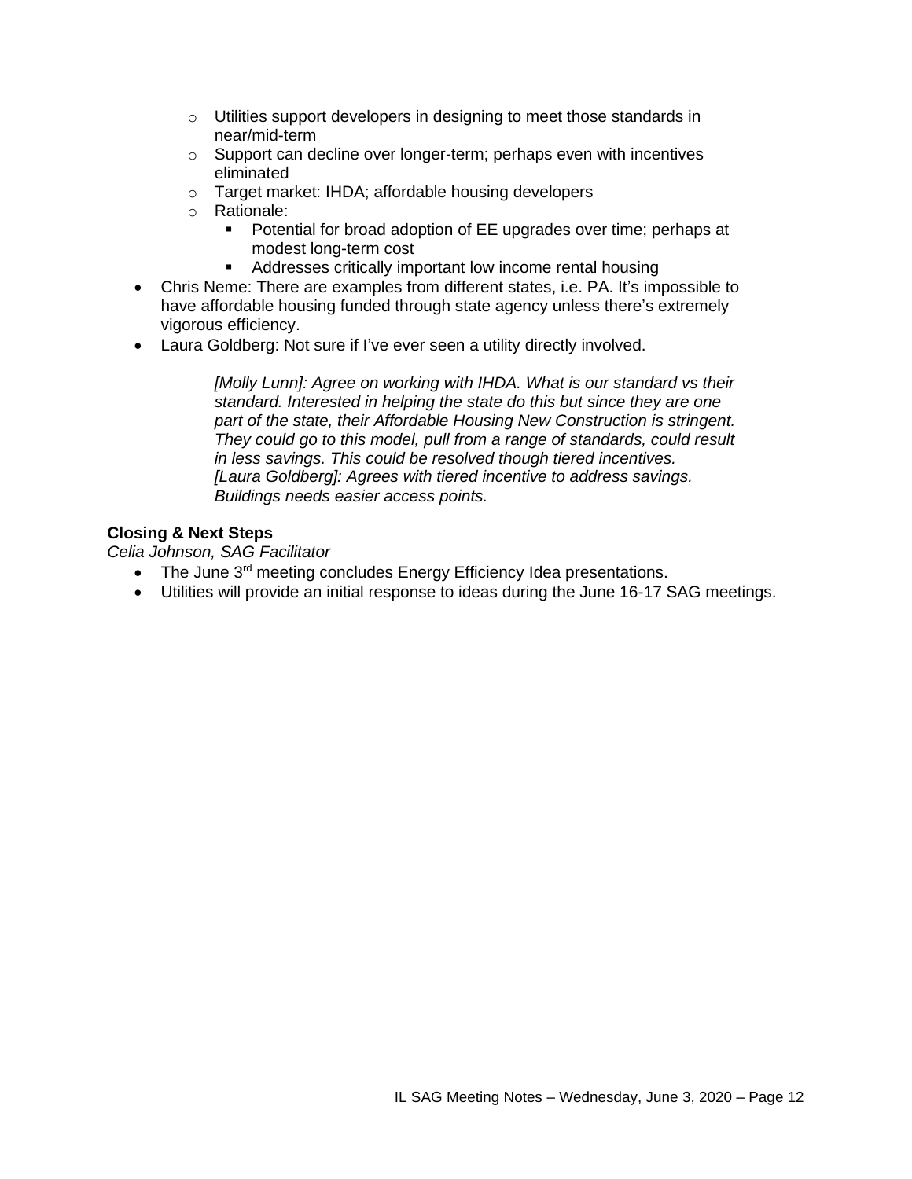- Utilities support developers in designing to meet those standards in near/mid-term
  - Support can decline over longer-term; perhaps even with incentives eliminated
  - Target market: IHDA; affordable housing developers
  - Rationale:
    - Potential for broad adoption of EE upgrades over time; perhaps at modest long-term cost
    - Addresses critically important low income rental housing
- Chris Neme: There are examples from different states, i.e. PA. It's impossible to have affordable housing funded through state agency unless there's extremely vigorous efficiency.
- Laura Goldberg: Not sure if I've ever seen a utility directly involved.

  *[Molly Lunn]: Agree on working with IHDA. What is our standard vs their standard. Interested in helping the state do this but since they are one part of the state, their Affordable Housing New Construction is stringent. They could go to this model, pull from a range of standards, could result in less savings. This could be resolved though tiered incentives.*
  *[Laura Goldberg]: Agrees with tiered incentive to address savings. Buildings needs easier access points.*

**Closing & Next Steps**
*Celia Johnson, SAG Facilitator*

- The June 3rd meeting concludes Energy Efficiency Idea presentations.
- Utilities will provide an initial response to ideas during the June 16-17 SAG meetings.